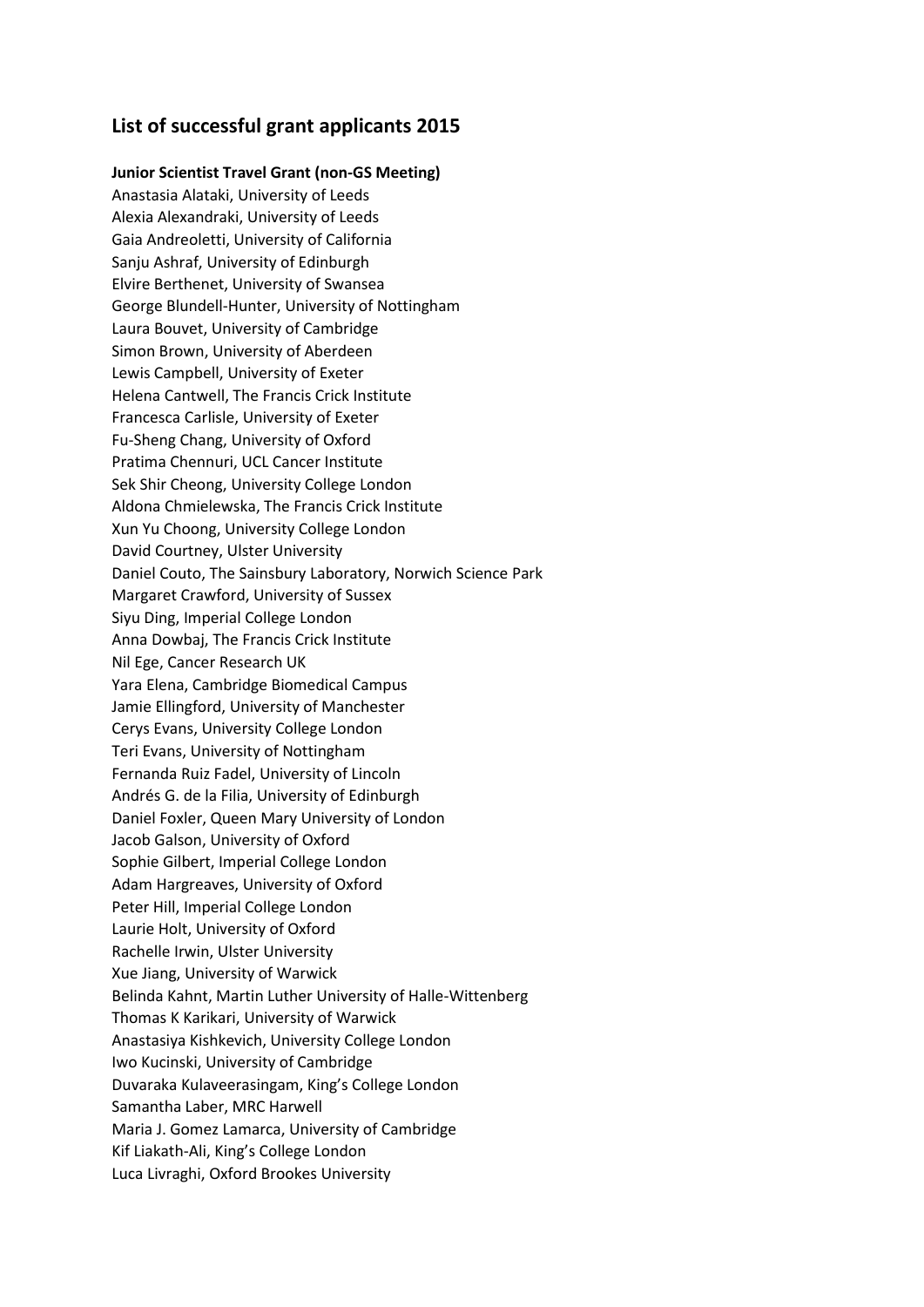## List of successful grant applicants 2015

**Junior Scientist Travel Grant (non-GS Meeting)**

Anastasia Alataki, University of Leeds
Alexia Alexandraki, University of Leeds
Gaia Andreoletti, University of California
Sanju Ashraf, University of Edinburgh
Elvire Berthenet, University of Swansea
George Blundell-Hunter, University of Nottingham
Laura Bouvet, University of Cambridge
Simon Brown, University of Aberdeen
Lewis Campbell, University of Exeter
Helena Cantwell, The Francis Crick Institute
Francesca Carlisle, University of Exeter
Fu-Sheng Chang, University of Oxford
Pratima Chennuri, UCL Cancer Institute
Sek Shir Cheong, University College London
Aldona Chmielewska, The Francis Crick Institute
Xun Yu Choong, University College London
David Courtney, Ulster University
Daniel Couto, The Sainsbury Laboratory, Norwich Science Park
Margaret Crawford, University of Sussex
Siyu Ding, Imperial College London
Anna Dowbaj, The Francis Crick Institute
Nil Ege, Cancer Research UK
Yara Elena, Cambridge Biomedical Campus
Jamie Ellingford, University of Manchester
Cerys Evans, University College London
Teri Evans, University of Nottingham
Fernanda Ruiz Fadel, University of Lincoln
Andrés G. de la Filia, University of Edinburgh
Daniel Foxler, Queen Mary University of London
Jacob Galson, University of Oxford
Sophie Gilbert, Imperial College London
Adam Hargreaves, University of Oxford
Peter Hill, Imperial College London
Laurie Holt, University of Oxford
Rachelle Irwin, Ulster University
Xue Jiang, University of Warwick
Belinda Kahnt, Martin Luther University of Halle-Wittenberg
Thomas K Karikari, University of Warwick
Anastasiya Kishkevich, University College London
Iwo Kucinski, University of Cambridge
Duvaraka Kulaveerasingam, King's College London
Samantha Laber, MRC Harwell
Maria J. Gomez Lamarca, University of Cambridge
Kif Liakath-Ali, King's College London
Luca Livraghi, Oxford Brookes University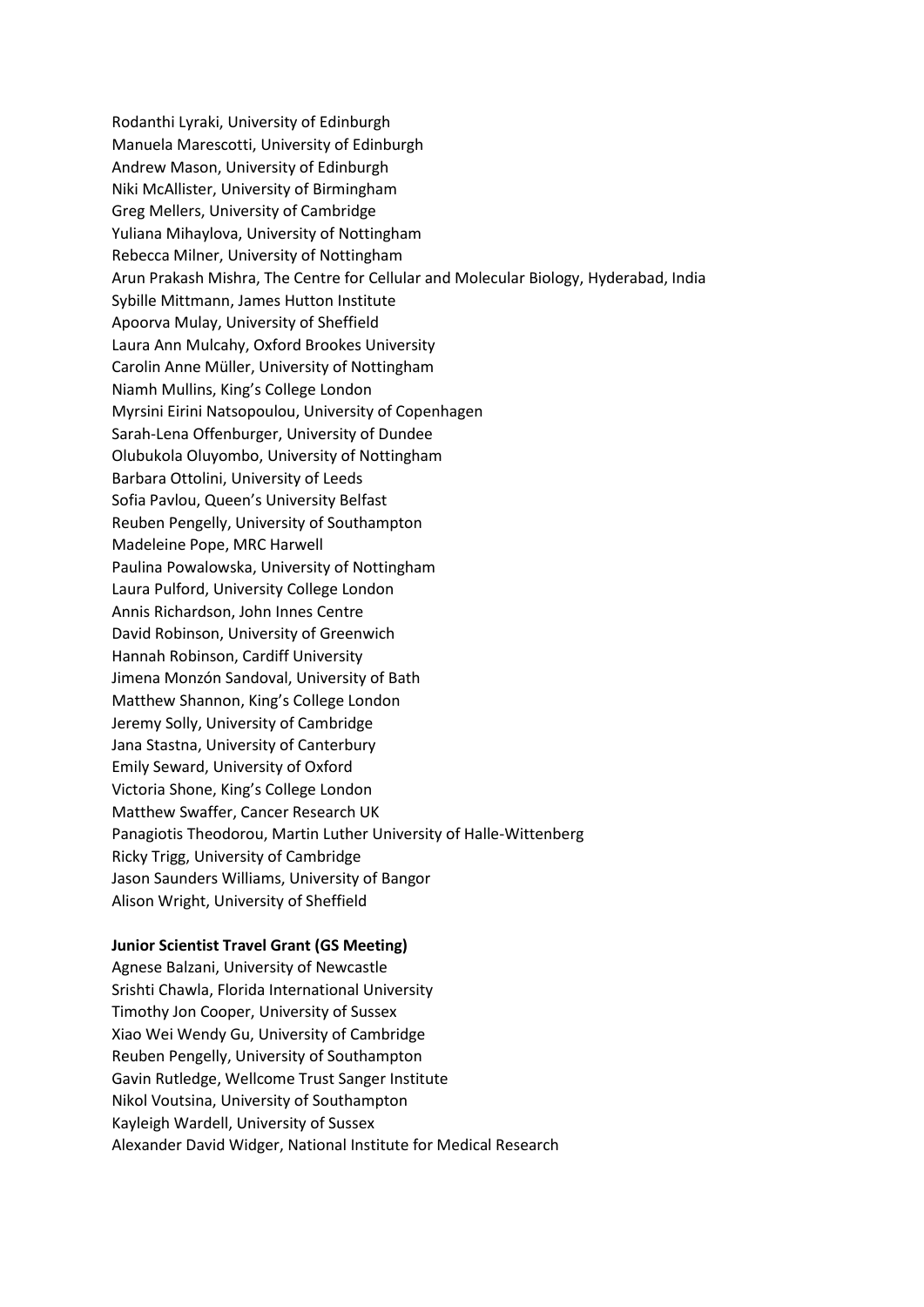Rodanthi Lyraki, University of Edinburgh
Manuela Marescotti, University of Edinburgh
Andrew Mason, University of Edinburgh
Niki McAllister, University of Birmingham
Greg Mellers, University of Cambridge
Yuliana Mihaylova, University of Nottingham
Rebecca Milner, University of Nottingham
Arun Prakash Mishra, The Centre for Cellular and Molecular Biology, Hyderabad, India
Sybille Mittmann, James Hutton Institute
Apoorva Mulay, University of Sheffield
Laura Ann Mulcahy, Oxford Brookes University
Carolin Anne Müller, University of Nottingham
Niamh Mullins, King's College London
Myrsini Eirini Natsopoulou, University of Copenhagen
Sarah-Lena Offenburger, University of Dundee
Olubukola Oluyombo, University of Nottingham
Barbara Ottolini, University of Leeds
Sofia Pavlou, Queen's University Belfast
Reuben Pengelly, University of Southampton
Madeleine Pope, MRC Harwell
Paulina Powalowska, University of Nottingham
Laura Pulford, University College London
Annis Richardson, John Innes Centre
David Robinson, University of Greenwich
Hannah Robinson, Cardiff University
Jimena Monzón Sandoval, University of Bath
Matthew Shannon, King's College London
Jeremy Solly, University of Cambridge
Jana Stastna, University of Canterbury
Emily Seward, University of Oxford
Victoria Shone, King's College London
Matthew Swaffer, Cancer Research UK
Panagiotis Theodorou, Martin Luther University of Halle-Wittenberg
Ricky Trigg, University of Cambridge
Jason Saunders Williams, University of Bangor
Alison Wright, University of Sheffield

**Junior Scientist Travel Grant (GS Meeting)**

Agnese Balzani, University of Newcastle
Srishti Chawla, Florida International University
Timothy Jon Cooper, University of Sussex
Xiao Wei Wendy Gu, University of Cambridge
Reuben Pengelly, University of Southampton
Gavin Rutledge, Wellcome Trust Sanger Institute
Nikol Voutsina, University of Southampton
Kayleigh Wardell, University of Sussex
Alexander David Widger, National Institute for Medical Research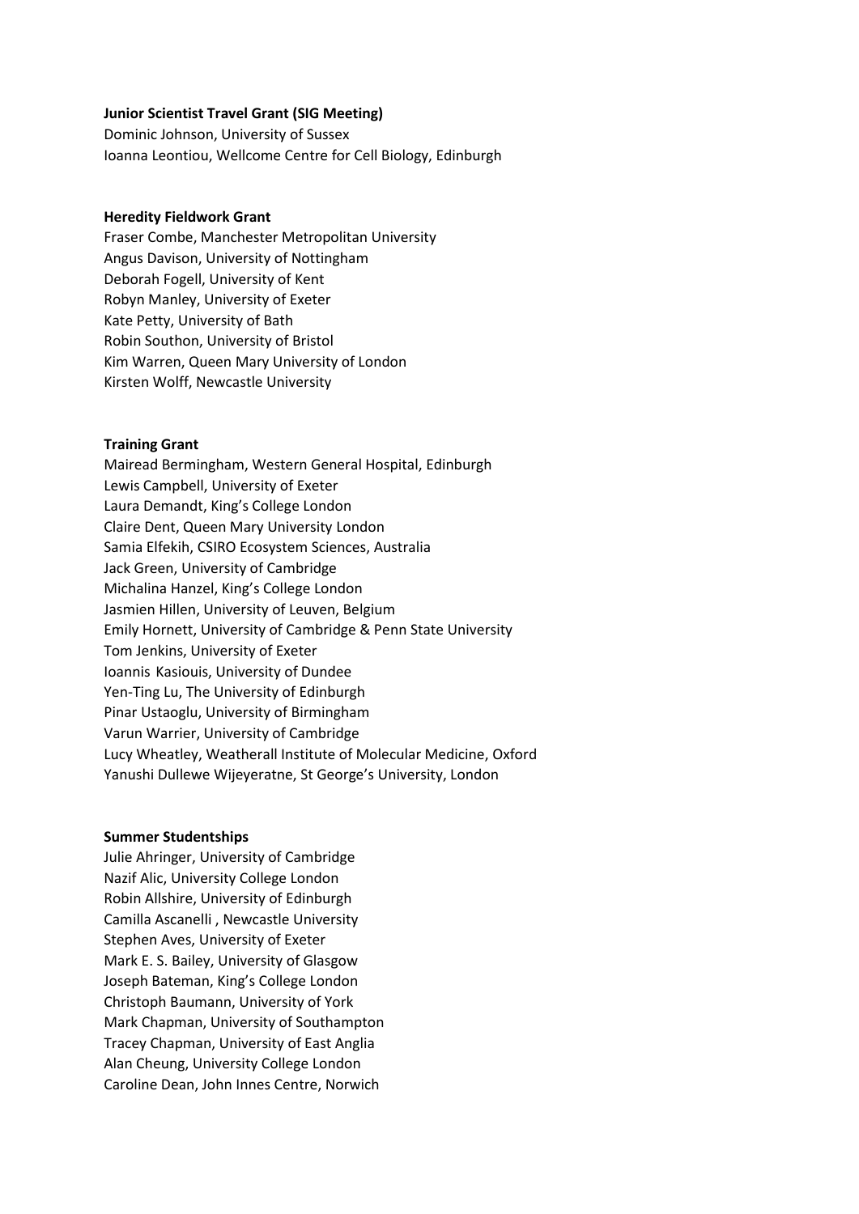**Junior Scientist Travel Grant (SIG Meeting)**

Dominic Johnson, University of Sussex
Ioanna Leontiou, Wellcome Centre for Cell Biology, Edinburgh

**Heredity Fieldwork Grant**

Fraser Combe, Manchester Metropolitan University
Angus Davison, University of Nottingham
Deborah Fogell, University of Kent
Robyn Manley, University of Exeter
Kate Petty, University of Bath
Robin Southon, University of Bristol
Kim Warren, Queen Mary University of London
Kirsten Wolff, Newcastle University

**Training Grant**

Mairead Bermingham, Western General Hospital, Edinburgh
Lewis Campbell, University of Exeter
Laura Demandt, King's College London
Claire Dent, Queen Mary University London
Samia Elfekih, CSIRO Ecosystem Sciences, Australia
Jack Green, University of Cambridge
Michalina Hanzel, King's College London
Jasmien Hillen, University of Leuven, Belgium
Emily Hornett, University of Cambridge & Penn State University
Tom Jenkins, University of Exeter
Ioannis Kasiouis, University of Dundee
Yen-Ting Lu, The University of Edinburgh
Pinar Ustaoglu, University of Birmingham
Varun Warrier, University of Cambridge
Lucy Wheatley, Weatherall Institute of Molecular Medicine, Oxford
Yanushi Dullewe Wijeyeratne, St George's University, London

**Summer Studentships**

Julie Ahringer, University of Cambridge
Nazif Alic, University College London
Robin Allshire, University of Edinburgh
Camilla Ascanelli , Newcastle University
Stephen Aves, University of Exeter
Mark E. S. Bailey, University of Glasgow
Joseph Bateman, King's College London
Christoph Baumann, University of York
Mark Chapman, University of Southampton
Tracey Chapman, University of East Anglia
Alan Cheung, University College London
Caroline Dean, John Innes Centre, Norwich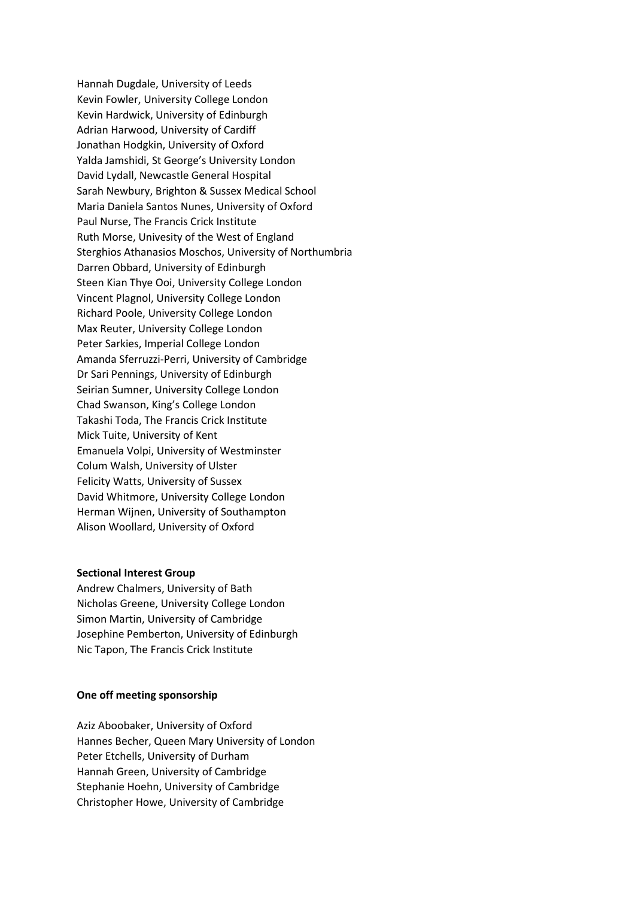Hannah Dugdale, University of Leeds
Kevin Fowler, University College London
Kevin Hardwick, University of Edinburgh
Adrian Harwood, University of Cardiff
Jonathan Hodgkin, University of Oxford
Yalda Jamshidi, St George's University London
David Lydall, Newcastle General Hospital
Sarah Newbury, Brighton & Sussex Medical School
Maria Daniela Santos Nunes, University of Oxford
Paul Nurse, The Francis Crick Institute
Ruth Morse, Univesity of the West of England
Sterghios Athanasios Moschos, University of Northumbria
Darren Obbard, University of Edinburgh
Steen Kian Thye Ooi, University College London
Vincent Plagnol, University College London
Richard Poole, University College London
Max Reuter, University College London
Peter Sarkies, Imperial College London
Amanda Sferruzzi-Perri, University of Cambridge
Dr Sari Pennings, University of Edinburgh
Seirian Sumner, University College London
Chad Swanson, King's College London
Takashi Toda, The Francis Crick Institute
Mick Tuite, University of Kent
Emanuela Volpi, University of Westminster
Colum Walsh, University of Ulster
Felicity Watts, University of Sussex
David Whitmore, University College London
Herman Wijnen, University of Southampton
Alison Woollard, University of Oxford

**Sectional Interest Group**

Andrew Chalmers, University of Bath
Nicholas Greene, University College London
Simon Martin, University of Cambridge
Josephine Pemberton, University of Edinburgh
Nic Tapon, The Francis Crick Institute

**One off meeting sponsorship**

Aziz Aboobaker, University of Oxford
Hannes Becher, Queen Mary University of London
Peter Etchells, University of Durham
Hannah Green, University of Cambridge
Stephanie Hoehn, University of Cambridge
Christopher Howe, University of Cambridge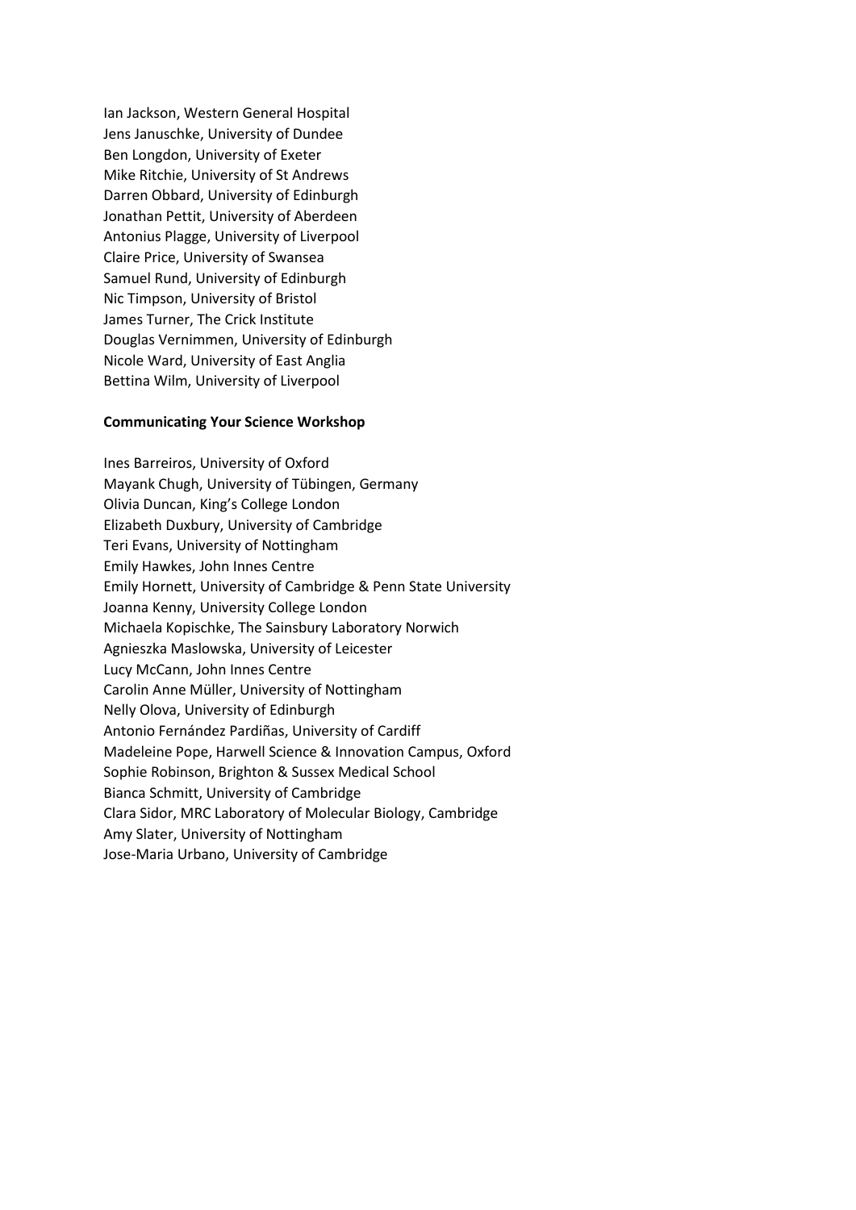Ian Jackson, Western General Hospital
Jens Januschke, University of Dundee
Ben Longdon, University of Exeter
Mike Ritchie, University of St Andrews
Darren Obbard, University of Edinburgh
Jonathan Pettit, University of Aberdeen
Antonius Plagge, University of Liverpool
Claire Price, University of Swansea
Samuel Rund, University of Edinburgh
Nic Timpson, University of Bristol
James Turner, The Crick Institute
Douglas Vernimmen, University of Edinburgh
Nicole Ward, University of East Anglia
Bettina Wilm, University of Liverpool

**Communicating Your Science Workshop**

Ines Barreiros, University of Oxford
Mayank Chugh, University of Tübingen, Germany
Olivia Duncan, King's College London
Elizabeth Duxbury, University of Cambridge
Teri Evans, University of Nottingham
Emily Hawkes, John Innes Centre
Emily Hornett, University of Cambridge & Penn State University
Joanna Kenny, University College London
Michaela Kopischke, The Sainsbury Laboratory Norwich
Agnieszka Maslowska, University of Leicester
Lucy McCann, John Innes Centre
Carolin Anne Müller, University of Nottingham
Nelly Olova, University of Edinburgh
Antonio Fernández Pardiñas, University of Cardiff
Madeleine Pope, Harwell Science & Innovation Campus, Oxford
Sophie Robinson, Brighton & Sussex Medical School
Bianca Schmitt, University of Cambridge
Clara Sidor, MRC Laboratory of Molecular Biology, Cambridge
Amy Slater, University of Nottingham
Jose-Maria Urbano, University of Cambridge